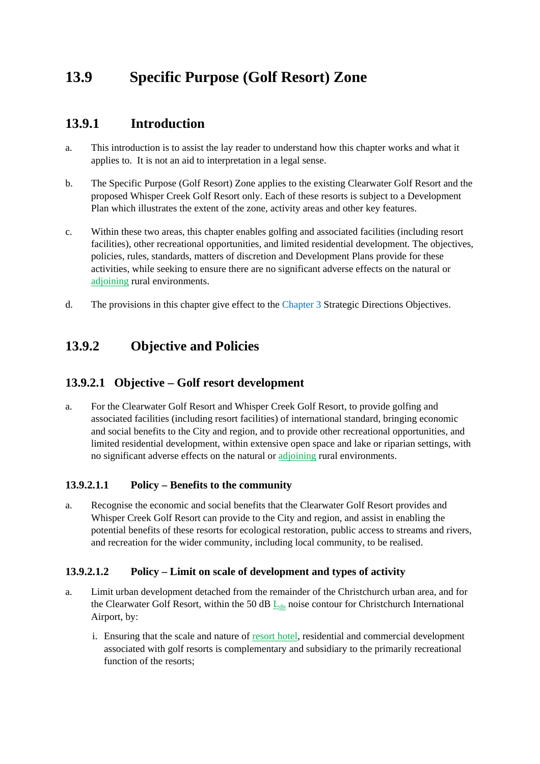# 13.9 Specific Purpose (Golf Resort) Zone

## 13.9.1 Introduction

a. This introduction is to assist the lay reader to understand how this chapter works and what it applies to. It is not an aid to interpretation in a legal sense.

b. The Specific Purpose (Golf Resort) Zone applies to the existing Clearwater Golf Resort and the proposed Whisper Creek Golf Resort only. Each of these resorts is subject to a Development Plan which illustrates the extent of the zone, activity areas and other key features.

c. Within these two areas, this chapter enables golfing and associated facilities (including resort facilities), other recreational opportunities, and limited residential development. The objectives, policies, rules, standards, matters of discretion and Development Plans provide for these activities, while seeking to ensure there are no significant adverse effects on the natural or adjoining rural environments.

d. The provisions in this chapter give effect to the Chapter 3 Strategic Directions Objectives.

## 13.9.2 Objective and Policies

### 13.9.2.1 Objective – Golf resort development

a. For the Clearwater Golf Resort and Whisper Creek Golf Resort, to provide golfing and associated facilities (including resort facilities) of international standard, bringing economic and social benefits to the City and region, and to provide other recreational opportunities, and limited residential development, within extensive open space and lake or riparian settings, with no significant adverse effects on the natural or adjoining rural environments.

#### 13.9.2.1.1 Policy – Benefits to the community

a. Recognise the economic and social benefits that the Clearwater Golf Resort provides and Whisper Creek Golf Resort can provide to the City and region, and assist in enabling the potential benefits of these resorts for ecological restoration, public access to streams and rivers, and recreation for the wider community, including local community, to be realised.

#### 13.9.2.1.2 Policy – Limit on scale of development and types of activity

a. Limit urban development detached from the remainder of the Christchurch urban area, and for the Clearwater Golf Resort, within the 50 dB $L_{dn}$ noise contour for Christchurch International Airport, by:

   i. Ensuring that the scale and nature of resort hotel, residential and commercial development associated with golf resorts is complementary and subsidiary to the primarily recreational function of the resorts;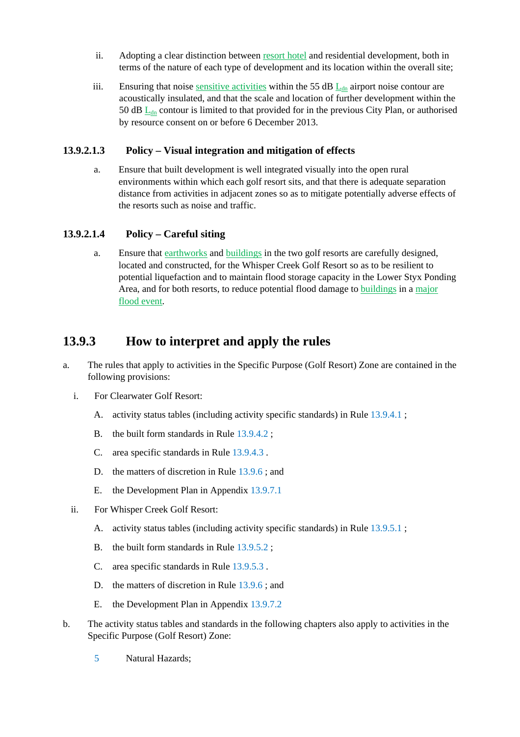ii. Adopting a clear distinction between resort hotel and residential development, both in terms of the nature of each type of development and its location within the overall site;

iii. Ensuring that noise sensitive activities within the 55 dB $L_{dn}$ airport noise contour are acoustically insulated, and that the scale and location of further development within the 50 dB $L_{dn}$ contour is limited to that provided for in the previous City Plan, or authorised by resource consent on or before 6 December 2013.

#### 13.9.2.1.3 Policy – Visual integration and mitigation of effects

a. Ensure that built development is well integrated visually into the open rural environments within which each golf resort sits, and that there is adequate separation distance from activities in adjacent zones so as to mitigate potentially adverse effects of the resorts such as noise and traffic.

#### 13.9.2.1.4 Policy – Careful siting

a. Ensure that earthworks and buildings in the two golf resorts are carefully designed, located and constructed, for the Whisper Creek Golf Resort so as to be resilient to potential liquefaction and to maintain flood storage capacity in the Lower Styx Ponding Area, and for both resorts, to reduce potential flood damage to buildings in a major flood event.

## 13.9.3 How to interpret and apply the rules

a. The rules that apply to activities in the Specific Purpose (Golf Resort) Zone are contained in the following provisions:

   i. For Clearwater Golf Resort:

      A. activity status tables (including activity specific standards) in Rule 13.9.4.1 ;

      B. the built form standards in Rule 13.9.4.2 ;

      C. area specific standards in Rule 13.9.4.3 .

      D. the matters of discretion in Rule 13.9.6 ; and

      E. the Development Plan in Appendix 13.9.7.1

   ii. For Whisper Creek Golf Resort:

      A. activity status tables (including activity specific standards) in Rule 13.9.5.1 ;

      B. the built form standards in Rule 13.9.5.2 ;

      C. area specific standards in Rule 13.9.5.3 .

      D. the matters of discretion in Rule 13.9.6 ; and

      E. the Development Plan in Appendix 13.9.7.2

b. The activity status tables and standards in the following chapters also apply to activities in the Specific Purpose (Golf Resort) Zone:

   5 Natural Hazards;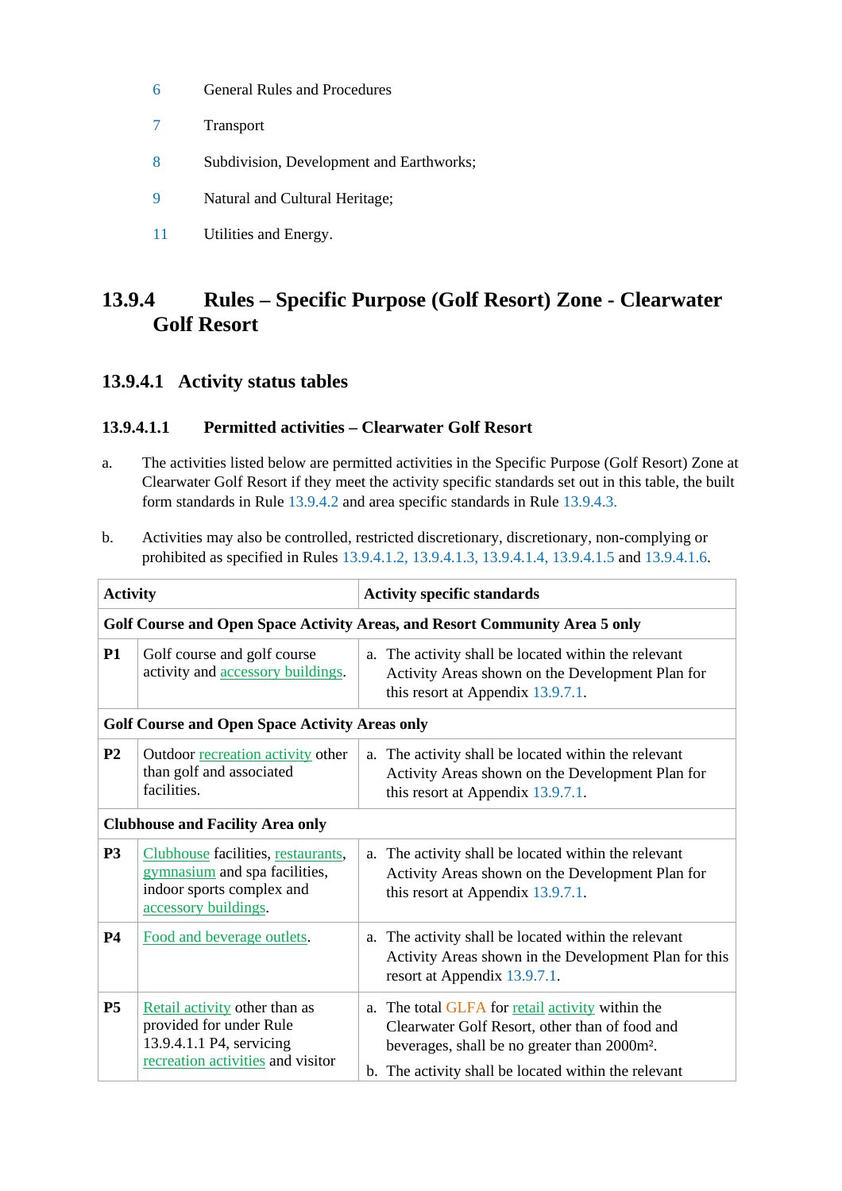| | |
|---|---|
| 6 | General Rules and Procedures |
| 7 | Transport |
| 8 | Subdivision, Development and Earthworks; |
| 9 | Natural and Cultural Heritage; |
| 11 | Utilities and Energy. |

## 13.9.4 Rules – Specific Purpose (Golf Resort) Zone - Clearwater Golf Resort

### 13.9.4.1 Activity status tables

#### 13.9.4.1.1 Permitted activities – Clearwater Golf Resort

a. The activities listed below are permitted activities in the Specific Purpose (Golf Resort) Zone at Clearwater Golf Resort if they meet the activity specific standards set out in this table, the built form standards in Rule 13.9.4.2 and area specific standards in Rule 13.9.4.3.

b. Activities may also be controlled, restricted discretionary, discretionary, non-complying or prohibited as specified in Rules 13.9.4.1.2, 13.9.4.1.3, 13.9.4.1.4, 13.9.4.1.5 and 13.9.4.1.6.

| | Activity | Activity specific standards |
|---|---|---|
| **Golf Course and Open Space Activity Areas, and Resort Community Area 5 only** | | |
| **P1** | Golf course and golf course activity and accessory buildings. | a. The activity shall be located within the relevant Activity Areas shown on the Development Plan for this resort at Appendix 13.9.7.1. |
| **Golf Course and Open Space Activity Areas only** | | |
| **P2** | Outdoor recreation activity other than golf and associated facilities. | a. The activity shall be located within the relevant Activity Areas shown on the Development Plan for this resort at Appendix 13.9.7.1. |
| **Clubhouse and Facility Area only** | | |
| **P3** | Clubhouse facilities, restaurants, gymnasium and spa facilities, indoor sports complex and accessory buildings. | a. The activity shall be located within the relevant Activity Areas shown on the Development Plan for this resort at Appendix 13.9.7.1. |
| **P4** | Food and beverage outlets. | a. The activity shall be located within the relevant Activity Areas shown in the Development Plan for this resort at Appendix 13.9.7.1. |
| **P5** | Retail activity other than as provided for under Rule 13.9.4.1.1 P4, servicing recreation activities and visitor | a. The total GLFA for retail activity within the Clearwater Golf Resort, other than of food and beverages, shall be no greater than 2000m². <br> b. The activity shall be located within the relevant |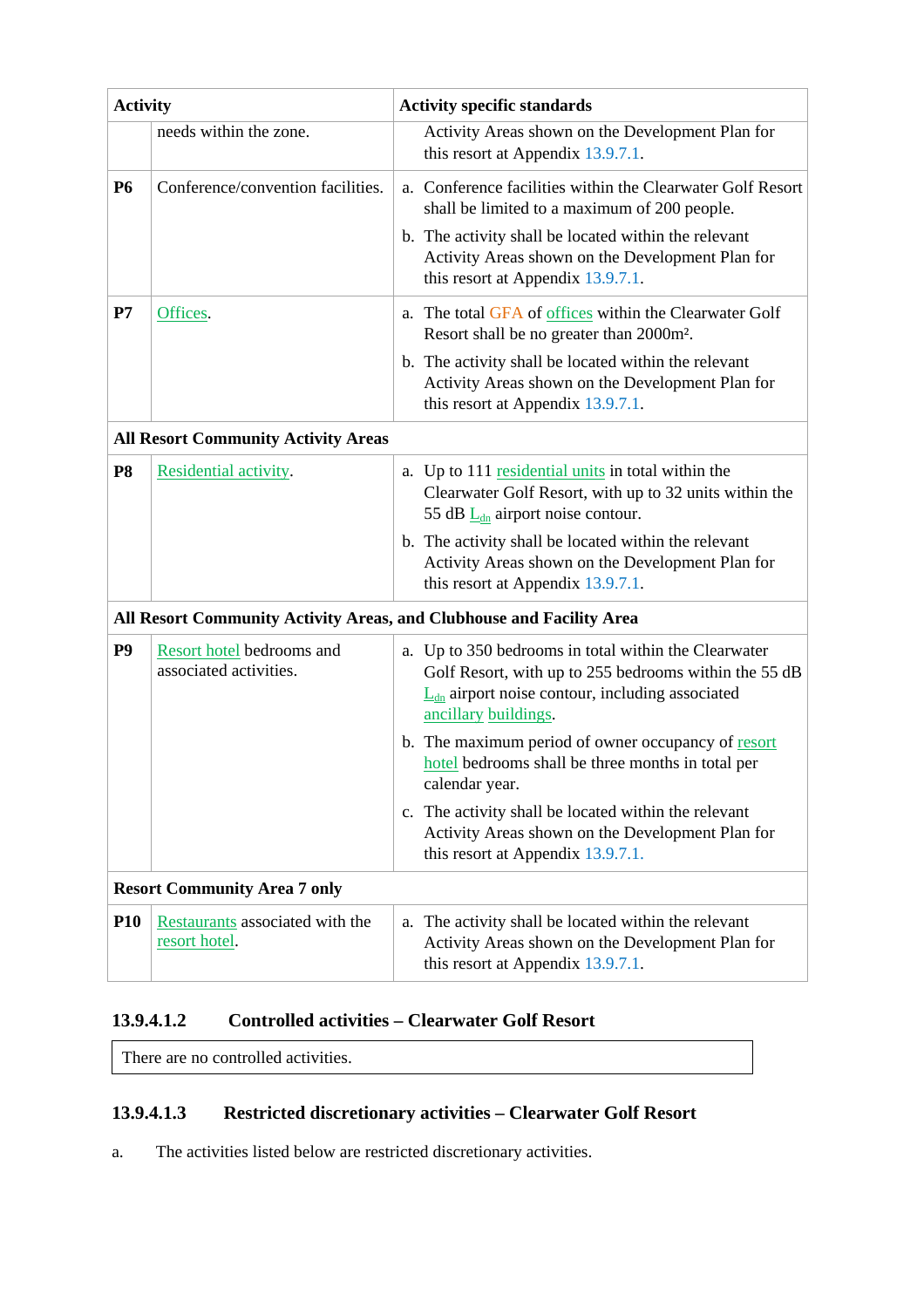| Activity | | Activity specific standards |
|---|---|---|
| | needs within the zone. | Activity Areas shown on the Development Plan for this resort at Appendix 13.9.7.1. |
| **P6** | Conference/convention facilities. | a. Conference facilities within the Clearwater Golf Resort shall be limited to a maximum of 200 people.<br>b. The activity shall be located within the relevant Activity Areas shown on the Development Plan for this resort at Appendix 13.9.7.1. |
| **P7** | Offices. | a. The total GFA of offices within the Clearwater Golf Resort shall be no greater than 2000m². <br>b. The activity shall be located within the relevant Activity Areas shown on the Development Plan for this resort at Appendix 13.9.7.1. |
| **All Resort Community Activity Areas** | | |
| **P8** | Residential activity. | a. Up to 111 residential units in total within the Clearwater Golf Resort, with up to 32 units within the 55 dB $L_{dn}$ airport noise contour.<br>b. The activity shall be located within the relevant Activity Areas shown on the Development Plan for this resort at Appendix 13.9.7.1. |
| **All Resort Community Activity Areas, and Clubhouse and Facility Area** | | |
| **P9** | Resort hotel bedrooms and associated activities. | a. Up to 350 bedrooms in total within the Clearwater Golf Resort, with up to 255 bedrooms within the 55 dB $L_{dn}$ airport noise contour, including associated ancillary buildings.<br>b. The maximum period of owner occupancy of resort hotel bedrooms shall be three months in total per calendar year.<br>c. The activity shall be located within the relevant Activity Areas shown on the Development Plan for this resort at Appendix 13.9.7.1. |
| **Resort Community Area 7 only** | | |
| **P10** | Restaurants associated with the resort hotel. | a. The activity shall be located within the relevant Activity Areas shown on the Development Plan for this resort at Appendix 13.9.7.1. |

### 13.9.4.1.2 Controlled activities – Clearwater Golf Resort

There are no controlled activities.

### 13.9.4.1.3 Restricted discretionary activities – Clearwater Golf Resort

a. The activities listed below are restricted discretionary activities.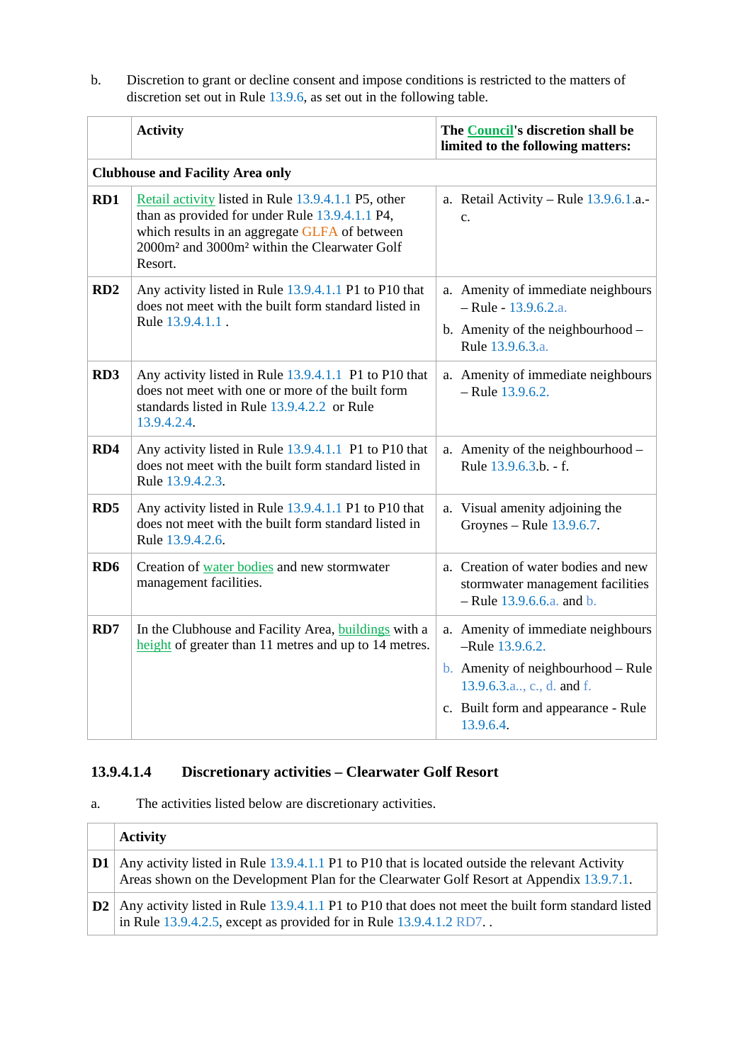b. Discretion to grant or decline consent and impose conditions is restricted to the matters of discretion set out in Rule 13.9.6, as set out in the following table.

| | Activity | The Council's discretion shall be limited to the following matters: |
|---|---|---|
| **Clubhouse and Facility Area only** | | |
| **RD1** | Retail activity listed in Rule 13.9.4.1.1 P5, other than as provided for under Rule 13.9.4.1.1 P4, which results in an aggregate GLFA of between 2000m² and 3000m² within the Clearwater Golf Resort. | a. Retail Activity – Rule 13.9.6.1.a.-c. |
| **RD2** | Any activity listed in Rule 13.9.4.1.1 P1 to P10 that does not meet with the built form standard listed in Rule 13.9.4.1.1 . | a. Amenity of immediate neighbours – Rule - 13.9.6.2.a.<br>b. Amenity of the neighbourhood – Rule 13.9.6.3.a. |
| **RD3** | Any activity listed in Rule 13.9.4.1.1 P1 to P10 that does not meet with one or more of the built form standards listed in Rule 13.9.4.2.2 or Rule 13.9.4.2.4. | a. Amenity of immediate neighbours – Rule 13.9.6.2. |
| **RD4** | Any activity listed in Rule 13.9.4.1.1 P1 to P10 that does not meet with the built form standard listed in Rule 13.9.4.2.3. | a. Amenity of the neighbourhood – Rule 13.9.6.3.b. - f. |
| **RD5** | Any activity listed in Rule 13.9.4.1.1 P1 to P10 that does not meet with the built form standard listed in Rule 13.9.4.2.6. | a. Visual amenity adjoining the Groynes – Rule 13.9.6.7. |
| **RD6** | Creation of water bodies and new stormwater management facilities. | a. Creation of water bodies and new stormwater management facilities – Rule 13.9.6.6.a. and b. |
| **RD7** | In the Clubhouse and Facility Area, buildings with a height of greater than 11 metres and up to 14 metres. | a. Amenity of immediate neighbours –Rule 13.9.6.2.<br>b. Amenity of neighbourhood – Rule 13.9.6.3.a.., c., d. and f.<br>c. Built form and appearance - Rule 13.9.6.4. |

### 13.9.4.1.4 Discretionary activities – Clearwater Golf Resort

a. The activities listed below are discretionary activities.

| | Activity |
|---|---|
| **D1** | Any activity listed in Rule 13.9.4.1.1 P1 to P10 that is located outside the relevant Activity Areas shown on the Development Plan for the Clearwater Golf Resort at Appendix 13.9.7.1. |
| **D2** | Any activity listed in Rule 13.9.4.1.1 P1 to P10 that does not meet the built form standard listed in Rule 13.9.4.2.5, except as provided for in Rule 13.9.4.1.2 RD7. . |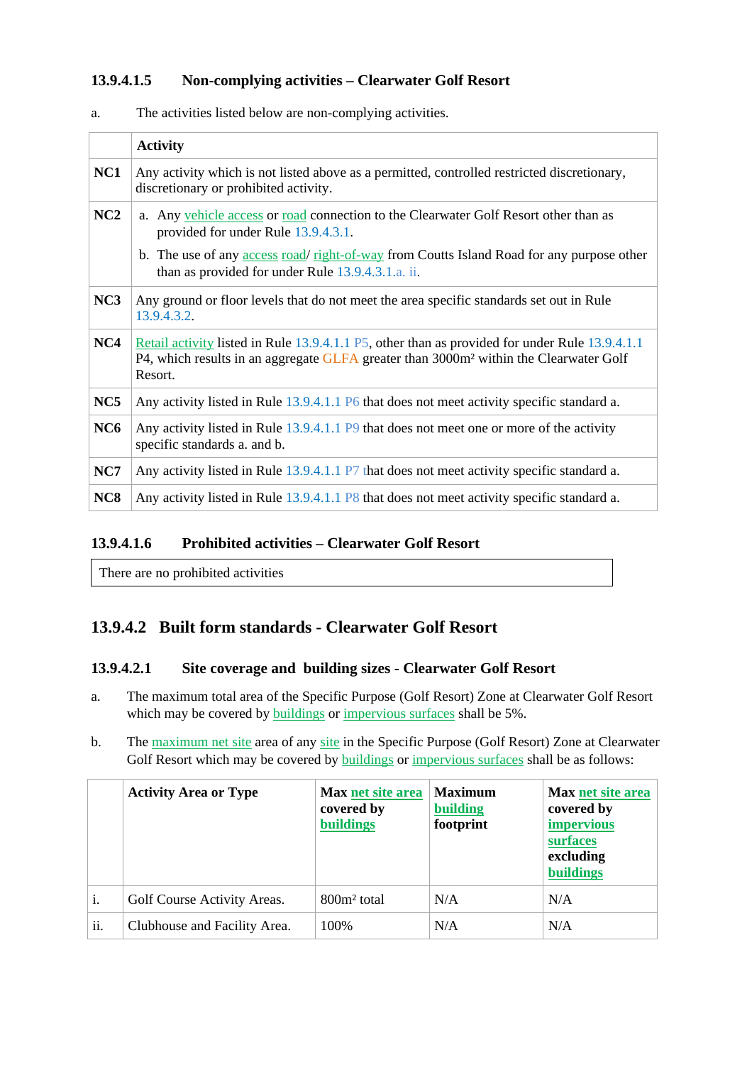#### 13.9.4.1.5 Non-complying activities – Clearwater Golf Resort

a. The activities listed below are non-complying activities.

| | Activity |
|---|---|
| **NC1** | Any activity which is not listed above as a permitted, controlled restricted discretionary, discretionary or prohibited activity. |
| **NC2** | a. Any vehicle access or road connection to the Clearwater Golf Resort other than as provided for under Rule 13.9.4.3.1.<br>b. The use of any access road/ right-of-way from Coutts Island Road for any purpose other than as provided for under Rule 13.9.4.3.1.a. ii. |
| **NC3** | Any ground or floor levels that do not meet the area specific standards set out in Rule 13.9.4.3.2. |
| **NC4** | Retail activity listed in Rule 13.9.4.1.1 P5, other than as provided for under Rule 13.9.4.1.1 P4, which results in an aggregate GLFA greater than 3000m² within the Clearwater Golf Resort. |
| **NC5** | Any activity listed in Rule 13.9.4.1.1 P6 that does not meet activity specific standard a. |
| **NC6** | Any activity listed in Rule 13.9.4.1.1 P9 that does not meet one or more of the activity specific standards a. and b. |
| **NC7** | Any activity listed in Rule 13.9.4.1.1 P7 that does not meet activity specific standard a. |
| **NC8** | Any activity listed in Rule 13.9.4.1.1 P8 that does not meet activity specific standard a. |

#### 13.9.4.1.6 Prohibited activities – Clearwater Golf Resort

There are no prohibited activities

### 13.9.4.2 Built form standards - Clearwater Golf Resort

#### 13.9.4.2.1 Site coverage and building sizes - Clearwater Golf Resort

a. The maximum total area of the Specific Purpose (Golf Resort) Zone at Clearwater Golf Resort which may be covered by buildings or impervious surfaces shall be 5%.

b. The maximum net site area of any site in the Specific Purpose (Golf Resort) Zone at Clearwater Golf Resort which may be covered by buildings or impervious surfaces shall be as follows:

| | Activity Area or Type | Max net site area covered by buildings | Maximum building footprint | Max net site area covered by impervious surfaces excluding buildings |
|---|---|---|---|---|
| i. | Golf Course Activity Areas. | 800m² total | N/A | N/A |
| ii. | Clubhouse and Facility Area. | 100% | N/A | N/A |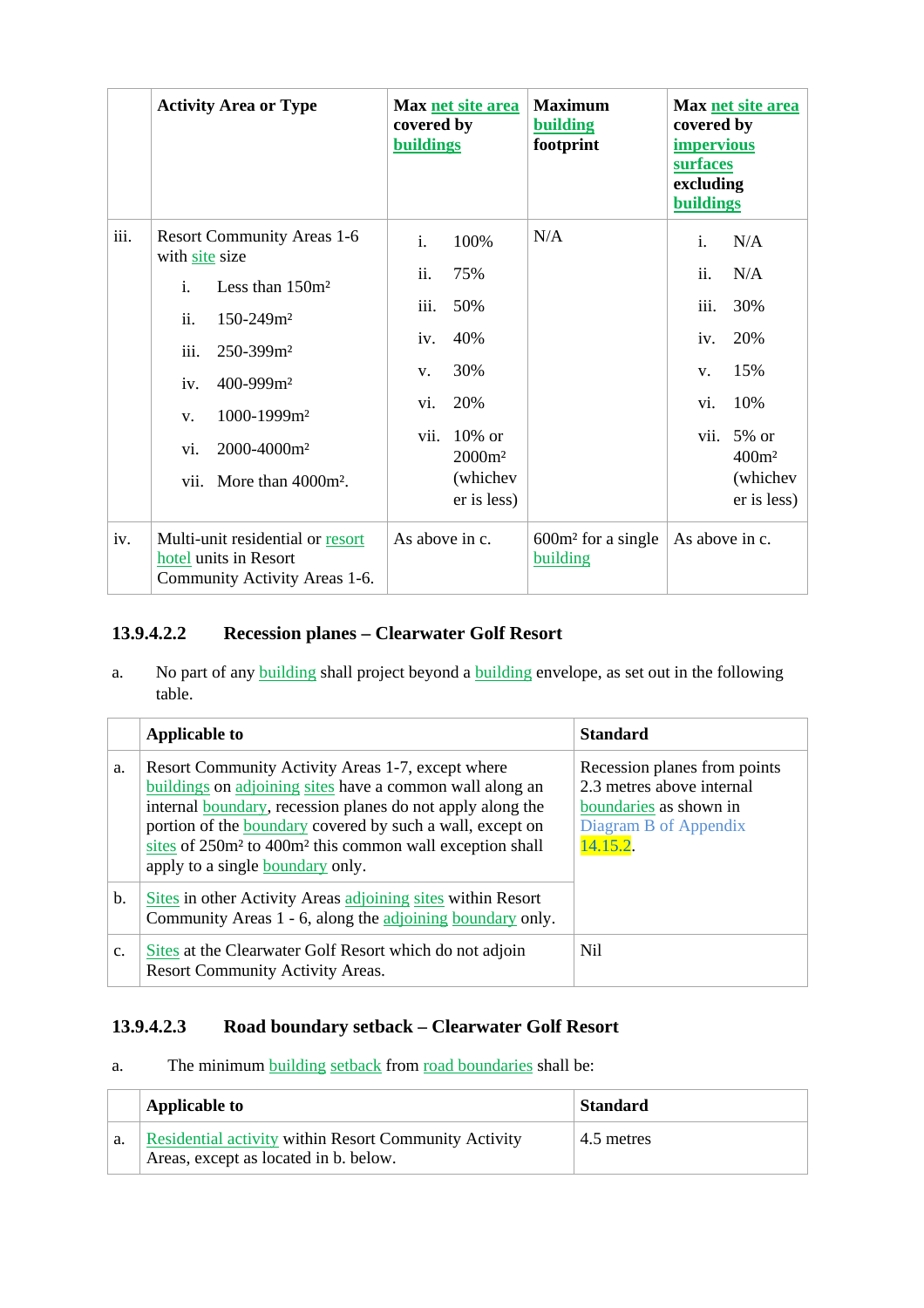| | Activity Area or Type | Max net site area covered by buildings | Maximum building footprint | Max net site area covered by impervious surfaces excluding buildings |
|---|---|---|---|---|
| iii. | Resort Community Areas 1-6 with site size<br>i. Less than 150m²<br>ii. 150-249m²<br>iii. 250-399m²<br>iv. 400-999m²<br>v. 1000-1999m²<br>vi. 2000-4000m²<br>vii. More than 4000m². | i. 100%<br>ii. 75%<br>iii. 50%<br>iv. 40%<br>v. 30%<br>vi. 20%<br>vii. 10% or 2000m² (whichever is less) | N/A | i. N/A<br>ii. N/A<br>iii. 30%<br>iv. 20%<br>v. 15%<br>vi. 10%<br>vii. 5% or 400m² (whichever is less) |
| iv. | Multi-unit residential or resort hotel units in Resort Community Activity Areas 1-6. | As above in c. | 600m² for a single building | As above in c. |

### 13.9.4.2.2 Recession planes – Clearwater Golf Resort

a. No part of any building shall project beyond a building envelope, as set out in the following table.

| | Applicable to | Standard |
|---|---|---|
| a. | Resort Community Activity Areas 1-7, except where buildings on adjoining sites have a common wall along an internal boundary, recession planes do not apply along the portion of the boundary covered by such a wall, except on sites of 250m² to 400m² this common wall exception shall apply to a single boundary only. | Recession planes from points 2.3 metres above internal boundaries as shown in Diagram B of Appendix 14.15.2. |
| b. | Sites in other Activity Areas adjoining sites within Resort Community Areas 1 - 6, along the adjoining boundary only. | |
| c. | Sites at the Clearwater Golf Resort which do not adjoin Resort Community Activity Areas. | Nil |

### 13.9.4.2.3 Road boundary setback – Clearwater Golf Resort

a. The minimum building setback from road boundaries shall be:

| | Applicable to | Standard |
|---|---|---|
| a. | Residential activity within Resort Community Activity Areas, except as located in b. below. | 4.5 metres |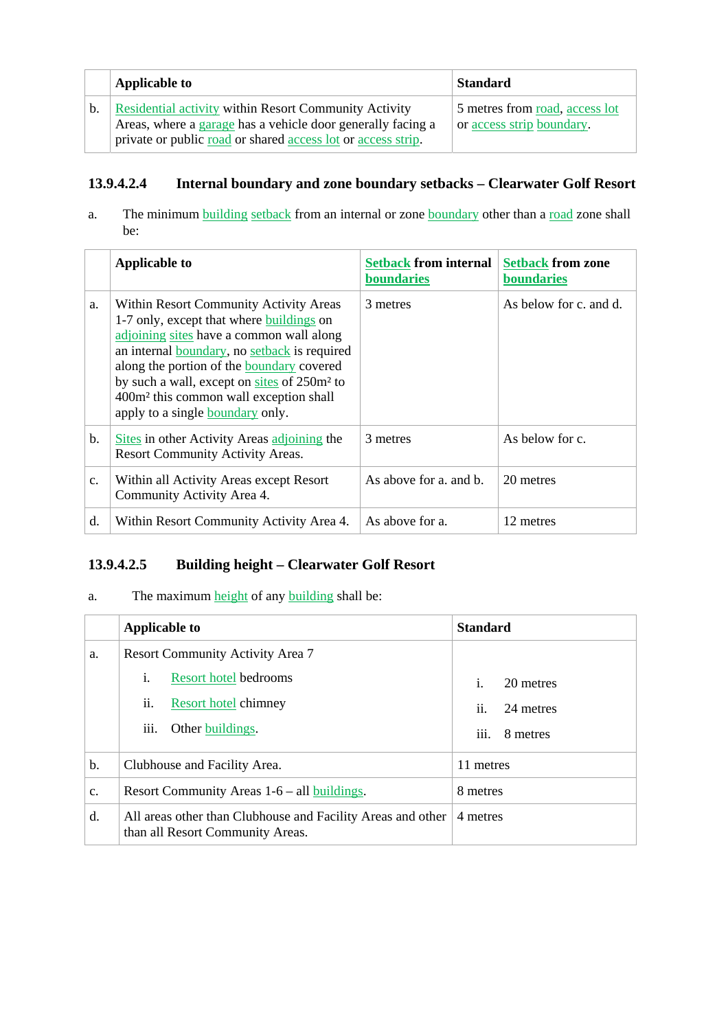| | Applicable to | Standard |
|---|---|---|
| b. | Residential activity within Resort Community Activity Areas, where a garage has a vehicle door generally facing a private or public road or shared access lot or access strip. | 5 metres from road, access lot or access strip boundary. |

### 13.9.4.2.4 Internal boundary and zone boundary setbacks – Clearwater Golf Resort

a. The minimum building setback from an internal or zone boundary other than a road zone shall be:

| | Applicable to | **Setback from internal boundaries** | **Setback from zone boundaries** |
|---|---|---|---|
| a. | Within Resort Community Activity Areas 1-7 only, except that where buildings on adjoining sites have a common wall along an internal boundary, no setback is required along the portion of the boundary covered by such a wall, except on sites of 250m² to 400m² this common wall exception shall apply to a single boundary only. | 3 metres | As below for c. and d. |
| b. | Sites in other Activity Areas adjoining the Resort Community Activity Areas. | 3 metres | As below for c. |
| c. | Within all Activity Areas except Resort Community Activity Area 4. | As above for a. and b. | 20 metres |
| d. | Within Resort Community Activity Area 4. | As above for a. | 12 metres |

### 13.9.4.2.5 Building height – Clearwater Golf Resort

a. The maximum height of any building shall be:

| | Applicable to | Standard |
|---|---|---|
| a. | Resort Community Activity Area 7<br>i. Resort hotel bedrooms<br>ii. Resort hotel chimney<br>iii. Other buildings. | <br>i. 20 metres<br>ii. 24 metres<br>iii. 8 metres |
| b. | Clubhouse and Facility Area. | 11 metres |
| c. | Resort Community Areas 1-6 – all buildings. | 8 metres |
| d. | All areas other than Clubhouse and Facility Areas and other than all Resort Community Areas. | 4 metres |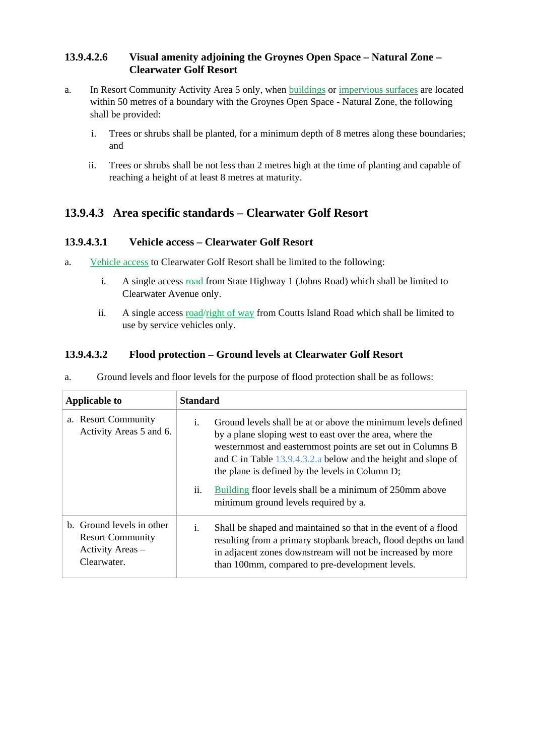#### 13.9.4.2.6 Visual amenity adjoining the Groynes Open Space – Natural Zone – Clearwater Golf Resort

a. In Resort Community Activity Area 5 only, when buildings or impervious surfaces are located within 50 metres of a boundary with the Groynes Open Space - Natural Zone, the following shall be provided:

   i. Trees or shrubs shall be planted, for a minimum depth of 8 metres along these boundaries; and

   ii. Trees or shrubs shall be not less than 2 metres high at the time of planting and capable of reaching a height of at least 8 metres at maturity.

### 13.9.4.3 Area specific standards – Clearwater Golf Resort

#### 13.9.4.3.1 Vehicle access – Clearwater Golf Resort

a. Vehicle access to Clearwater Golf Resort shall be limited to the following:

   i. A single access road from State Highway 1 (Johns Road) which shall be limited to Clearwater Avenue only.

   ii. A single access road/right of way from Coutts Island Road which shall be limited to use by service vehicles only.

#### 13.9.4.3.2 Flood protection – Ground levels at Clearwater Golf Resort

a. Ground levels and floor levels for the purpose of flood protection shall be as follows:

| Applicable to | Standard |
|---|---|
| a. Resort Community Activity Areas 5 and 6. | i. Ground levels shall be at or above the minimum levels defined by a plane sloping west to east over the area, where the westernmost and easternmost points are set out in Columns B and C in Table 13.9.4.3.2.a below and the height and slope of the plane is defined by the levels in Column D;<br><br>ii. Building floor levels shall be a minimum of 250mm above minimum ground levels required by a. |
| b. Ground levels in other Resort Community Activity Areas – Clearwater. | i. Shall be shaped and maintained so that in the event of a flood resulting from a primary stopbank breach, flood depths on land in adjacent zones downstream will not be increased by more than 100mm, compared to pre-development levels. |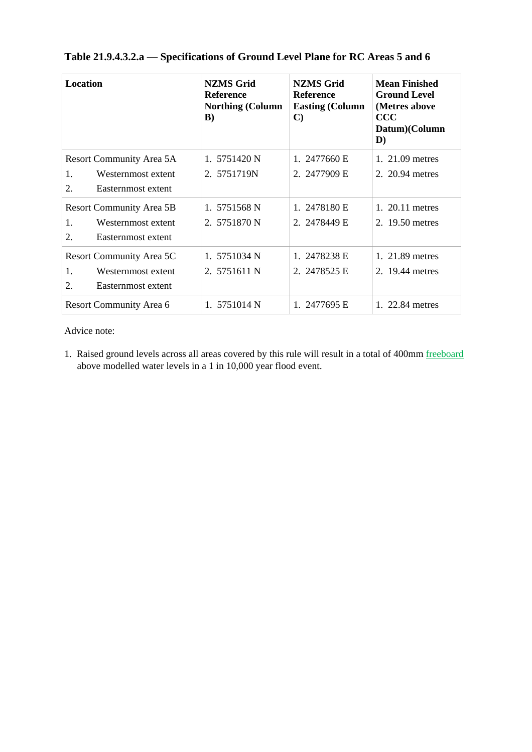**Table 21.9.4.3.2.a — Specifications of Ground Level Plane for RC Areas 5 and 6**

| Location | NZMS Grid Reference Northing (Column B) | NZMS Grid Reference Easting (Column C) | Mean Finished Ground Level (Metres above CCC Datum)(Column D) |
|---|---|---|---|
| Resort Community Area 5A<br>1. Westernmost extent<br>2. Easternmost extent | 1. 5751420 N<br>2. 5751719N | 1. 2477660 E<br>2. 2477909 E | 1. 21.09 metres<br>2. 20.94 metres |
| Resort Community Area 5B<br>1. Westernmost extent<br>2. Easternmost extent | 1. 5751568 N<br>2. 5751870 N | 1. 2478180 E<br>2. 2478449 E | 1. 20.11 metres<br>2. 19.50 metres |
| Resort Community Area 5C<br>1. Westernmost extent<br>2. Easternmost extent | 1. 5751034 N<br>2. 5751611 N | 1. 2478238 E<br>2. 2478525 E | 1. 21.89 metres<br>2. 19.44 metres |
| Resort Community Area 6 | 1. 5751014 N | 1. 2477695 E | 1. 22.84 metres |

Advice note:

1. Raised ground levels across all areas covered by this rule will result in a total of 400mm freeboard above modelled water levels in a 1 in 10,000 year flood event.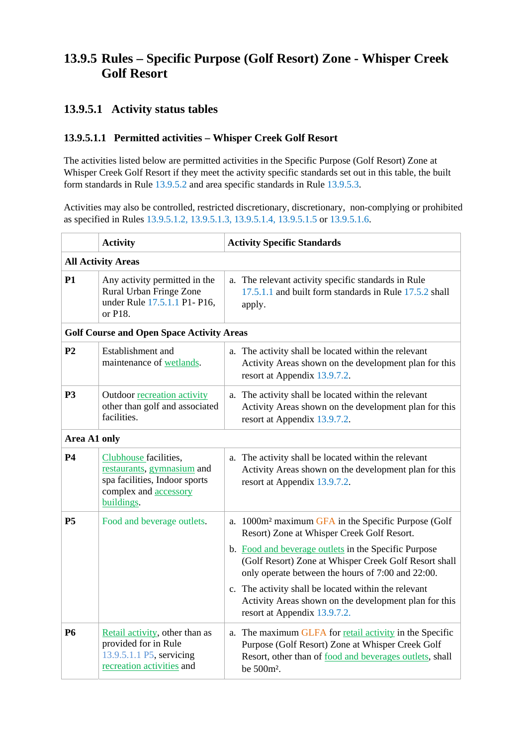## 13.9.5 Rules – Specific Purpose (Golf Resort) Zone - Whisper Creek Golf Resort

### 13.9.5.1 Activity status tables

#### 13.9.5.1.1 Permitted activities – Whisper Creek Golf Resort

The activities listed below are permitted activities in the Specific Purpose (Golf Resort) Zone at Whisper Creek Golf Resort if they meet the activity specific standards set out in this table, the built form standards in Rule 13.9.5.2 and area specific standards in Rule 13.9.5.3.

Activities may also be controlled, restricted discretionary, discretionary, non-complying or prohibited as specified in Rules 13.9.5.1.2, 13.9.5.1.3, 13.9.5.1.4, 13.9.5.1.5 or 13.9.5.1.6.

| | Activity | Activity Specific Standards |
|---|---|---|
| **All Activity Areas** | | |
| **P1** | Any activity permitted in the Rural Urban Fringe Zone under Rule 17.5.1.1 P1- P16, or P18. | a. The relevant activity specific standards in Rule 17.5.1.1 and built form standards in Rule 17.5.2 shall apply. |
| **Golf Course and Open Space Activity Areas** | | |
| **P2** | Establishment and maintenance of wetlands. | a. The activity shall be located within the relevant Activity Areas shown on the development plan for this resort at Appendix 13.9.7.2. |
| **P3** | Outdoor recreation activity other than golf and associated facilities. | a. The activity shall be located within the relevant Activity Areas shown on the development plan for this resort at Appendix 13.9.7.2. |
| **Area A1 only** | | |
| **P4** | Clubhouse facilities, restaurants, gymnasium and spa facilities, Indoor sports complex and accessory buildings. | a. The activity shall be located within the relevant Activity Areas shown on the development plan for this resort at Appendix 13.9.7.2. |
| **P5** | Food and beverage outlets. | a. 1000m² maximum GFA in the Specific Purpose (Golf Resort) Zone at Whisper Creek Golf Resort.<br>b. Food and beverage outlets in the Specific Purpose (Golf Resort) Zone at Whisper Creek Golf Resort shall only operate between the hours of 7:00 and 22:00.<br>c. The activity shall be located within the relevant Activity Areas shown on the development plan for this resort at Appendix 13.9.7.2. |
| **P6** | Retail activity, other than as provided for in Rule 13.9.5.1.1 P5, servicing recreation activities and | a. The maximum GLFA for retail activity in the Specific Purpose (Golf Resort) Zone at Whisper Creek Golf Resort, other than of food and beverages outlets, shall be 500m². |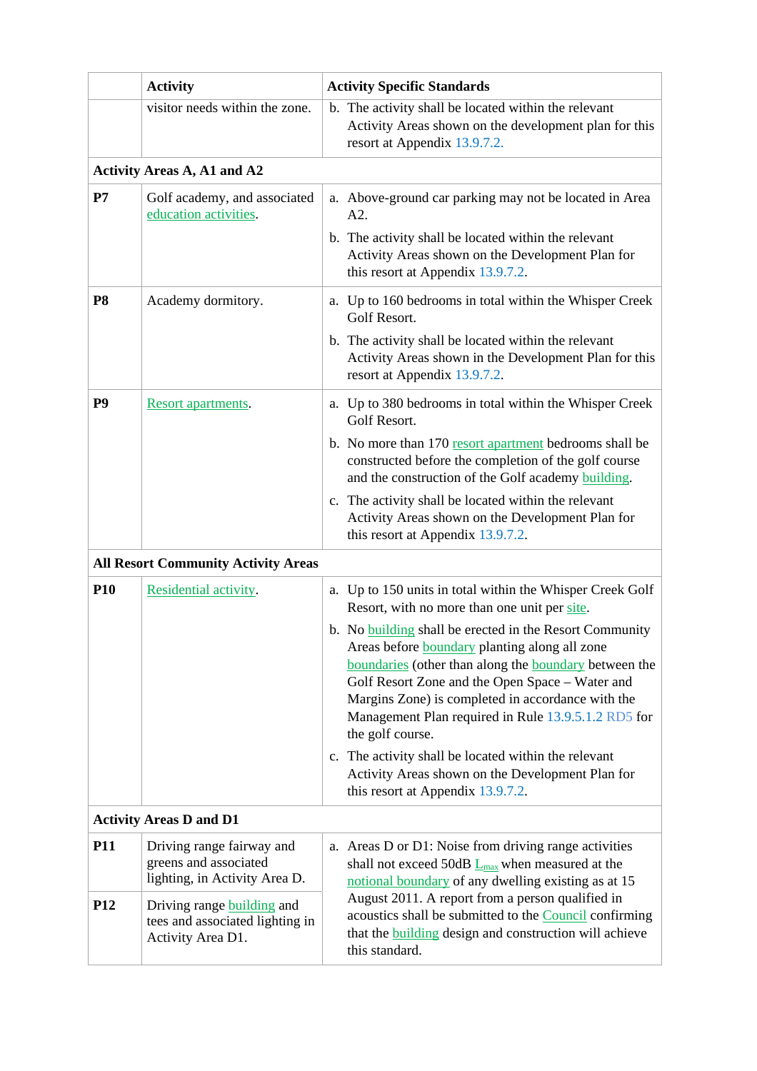| | Activity | Activity Specific Standards |
|---|---|---|
| | visitor needs within the zone. | b. The activity shall be located within the relevant Activity Areas shown on the development plan for this resort at Appendix 13.9.7.2. |
| **Activity Areas A, A1 and A2** | | |
| **P7** | Golf academy, and associated education activities. | a. Above-ground car parking may not be located in Area A2.<br>b. The activity shall be located within the relevant Activity Areas shown on the Development Plan for this resort at Appendix 13.9.7.2. |
| **P8** | Academy dormitory. | a. Up to 160 bedrooms in total within the Whisper Creek Golf Resort.<br>b. The activity shall be located within the relevant Activity Areas shown in the Development Plan for this resort at Appendix 13.9.7.2. |
| **P9** | Resort apartments. | a. Up to 380 bedrooms in total within the Whisper Creek Golf Resort.<br>b. No more than 170 resort apartment bedrooms shall be constructed before the completion of the golf course and the construction of the Golf academy building.<br>c. The activity shall be located within the relevant Activity Areas shown on the Development Plan for this resort at Appendix 13.9.7.2. |
| **All Resort Community Activity Areas** | | |
| **P10** | Residential activity. | a. Up to 150 units in total within the Whisper Creek Golf Resort, with no more than one unit per site.<br>b. No building shall be erected in the Resort Community Areas before boundary planting along all zone boundaries (other than along the boundary between the Golf Resort Zone and the Open Space – Water and Margins Zone) is completed in accordance with the Management Plan required in Rule 13.9.5.1.2 RD5 for the golf course.<br>c. The activity shall be located within the relevant Activity Areas shown on the Development Plan for this resort at Appendix 13.9.7.2. |
| **Activity Areas D and D1** | | |
| **P11** | Driving range fairway and greens and associated lighting, in Activity Area D. | a. Areas D or D1: Noise from driving range activities shall not exceed 50dB $L_{max}$ when measured at the notional boundary of any dwelling existing as at 15 August 2011. A report from a person qualified in acoustics shall be submitted to the Council confirming that the building design and construction will achieve this standard. |
| **P12** | Driving range building and tees and associated lighting in Activity Area D1. | |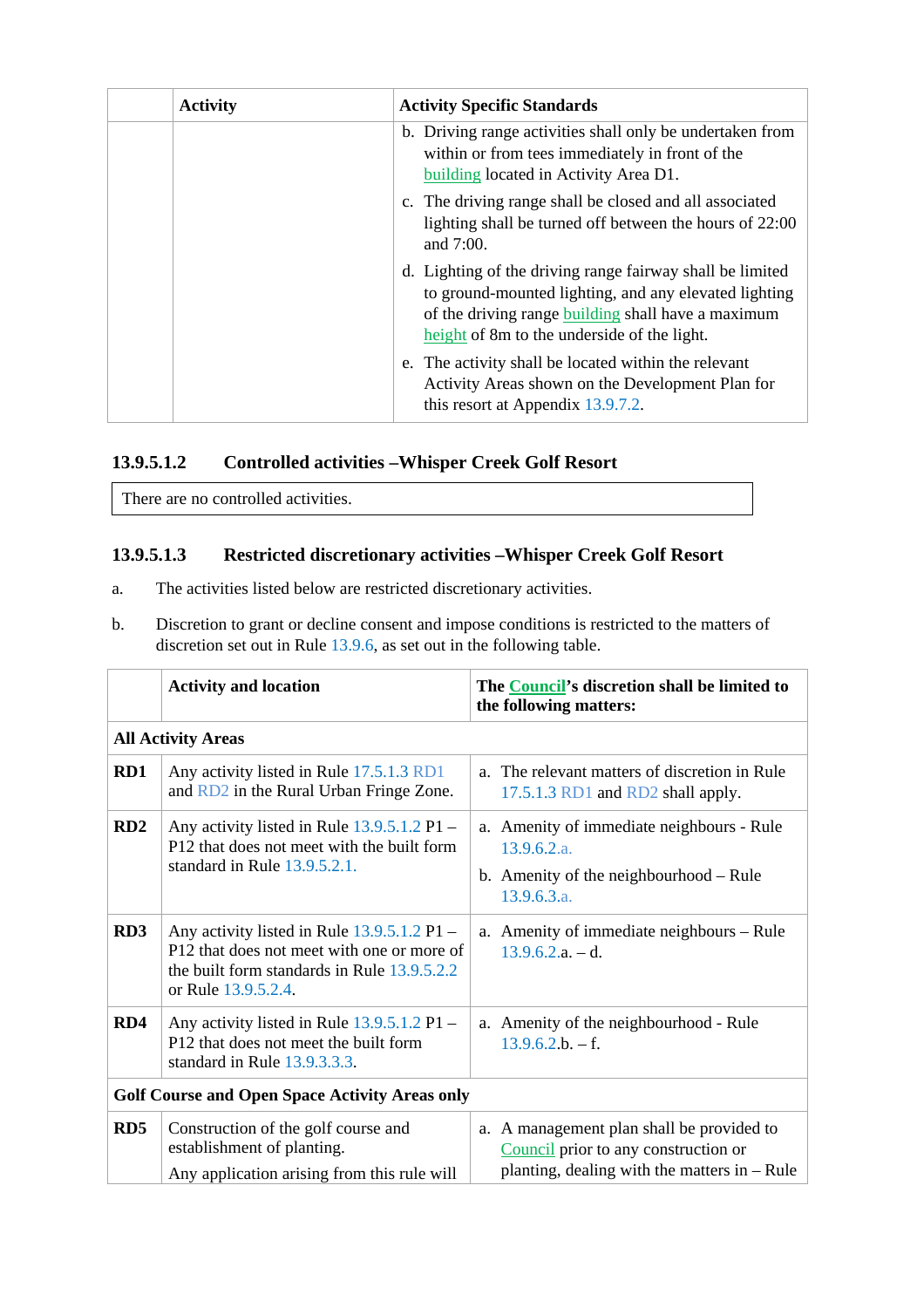| | Activity | Activity Specific Standards |
|---|---|---|
| | | b. Driving range activities shall only be undertaken from within or from tees immediately in front of the building located in Activity Area D1.<br>c. The driving range shall be closed and all associated lighting shall be turned off between the hours of 22:00 and 7:00.<br>d. Lighting of the driving range fairway shall be limited to ground-mounted lighting, and any elevated lighting of the driving range building shall have a maximum height of 8m to the underside of the light.<br>e. The activity shall be located within the relevant Activity Areas shown on the Development Plan for this resort at Appendix 13.9.7.2. |

### 13.9.5.1.2 Controlled activities –Whisper Creek Golf Resort

| There are no controlled activities. |
|---|

### 13.9.5.1.3 Restricted discretionary activities –Whisper Creek Golf Resort

a. The activities listed below are restricted discretionary activities.

b. Discretion to grant or decline consent and impose conditions is restricted to the matters of discretion set out in Rule 13.9.6, as set out in the following table.

| | Activity and location | The Council's discretion shall be limited to the following matters: |
|---|---|---|
| **All Activity Areas** | | |
| **RD1** | Any activity listed in Rule 17.5.1.3 RD1 and RD2 in the Rural Urban Fringe Zone. | a. The relevant matters of discretion in Rule 17.5.1.3 RD1 and RD2 shall apply. |
| **RD2** | Any activity listed in Rule 13.9.5.1.2 P1 – P12 that does not meet with the built form standard in Rule 13.9.5.2.1. | a. Amenity of immediate neighbours - Rule 13.9.6.2.a.<br>b. Amenity of the neighbourhood – Rule 13.9.6.3.a. |
| **RD3** | Any activity listed in Rule 13.9.5.1.2 P1 – P12 that does not meet with one or more of the built form standards in Rule 13.9.5.2.2 or Rule 13.9.5.2.4. | a. Amenity of immediate neighbours – Rule 13.9.6.2.a. – d. |
| **RD4** | Any activity listed in Rule 13.9.5.1.2 P1 – P12 that does not meet the built form standard in Rule 13.9.3.3.3. | a. Amenity of the neighbourhood - Rule 13.9.6.2.b. – f. |
| **Golf Course and Open Space Activity Areas only** | | |
| **RD5** | Construction of the golf course and establishment of planting.<br>Any application arising from this rule will | a. A management plan shall be provided to Council prior to any construction or planting, dealing with the matters in – Rule |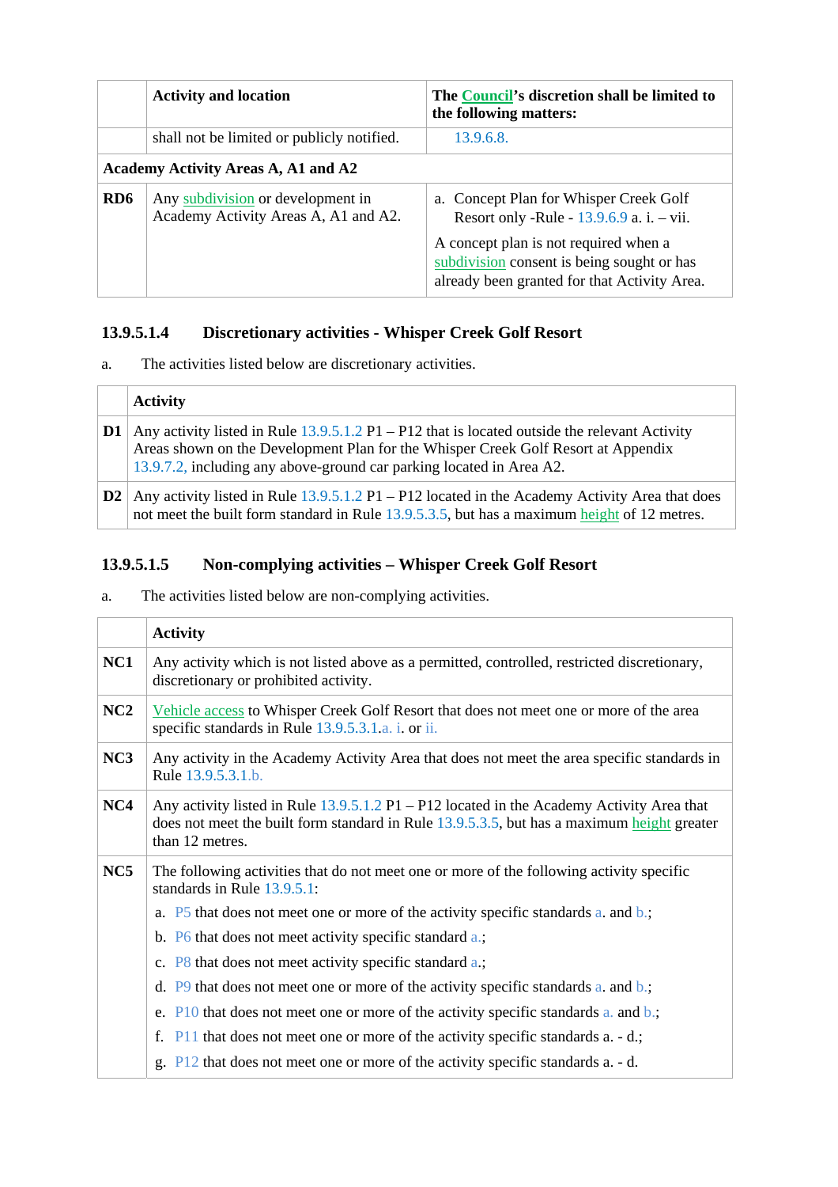| | Activity and location | The Council's discretion shall be limited to the following matters: |
|---|---|---|
| | shall not be limited or publicly notified. | 13.9.6.8. |
| **Academy Activity Areas A, A1 and A2** | | |
| **RD6** | Any subdivision or development in Academy Activity Areas A, A1 and A2. | a. Concept Plan for Whisper Creek Golf Resort only -Rule - 13.9.6.9 a. i. – vii.<br><br>A concept plan is not required when a subdivision consent is being sought or has already been granted for that Activity Area. |

### 13.9.5.1.4 Discretionary activities - Whisper Creek Golf Resort

a. The activities listed below are discretionary activities.

| | Activity |
|---|---|
| **D1** | Any activity listed in Rule 13.9.5.1.2 P1 – P12 that is located outside the relevant Activity Areas shown on the Development Plan for the Whisper Creek Golf Resort at Appendix 13.9.7.2, including any above-ground car parking located in Area A2. |
| **D2** | Any activity listed in Rule 13.9.5.1.2 P1 – P12 located in the Academy Activity Area that does not meet the built form standard in Rule 13.9.5.3.5, but has a maximum height of 12 metres. |

### 13.9.5.1.5 Non-complying activities – Whisper Creek Golf Resort

a. The activities listed below are non-complying activities.

| | Activity |
|---|---|
| **NC1** | Any activity which is not listed above as a permitted, controlled, restricted discretionary, discretionary or prohibited activity. |
| **NC2** | Vehicle access to Whisper Creek Golf Resort that does not meet one or more of the area specific standards in Rule 13.9.5.3.1.a. i. or ii. |
| **NC3** | Any activity in the Academy Activity Area that does not meet the area specific standards in Rule 13.9.5.3.1.b. |
| **NC4** | Any activity listed in Rule 13.9.5.1.2 P1 – P12 located in the Academy Activity Area that does not meet the built form standard in Rule 13.9.5.3.5, but has a maximum height greater than 12 metres. |
| **NC5** | The following activities that do not meet one or more of the following activity specific standards in Rule 13.9.5.1:<br>a. P5 that does not meet one or more of the activity specific standards a. and b.;<br>b. P6 that does not meet activity specific standard a.;<br>c. P8 that does not meet activity specific standard a.;<br>d. P9 that does not meet one or more of the activity specific standards a. and b.;<br>e. P10 that does not meet one or more of the activity specific standards a. and b.;<br>f. P11 that does not meet one or more of the activity specific standards a. - d.;<br>g. P12 that does not meet one or more of the activity specific standards a. - d. |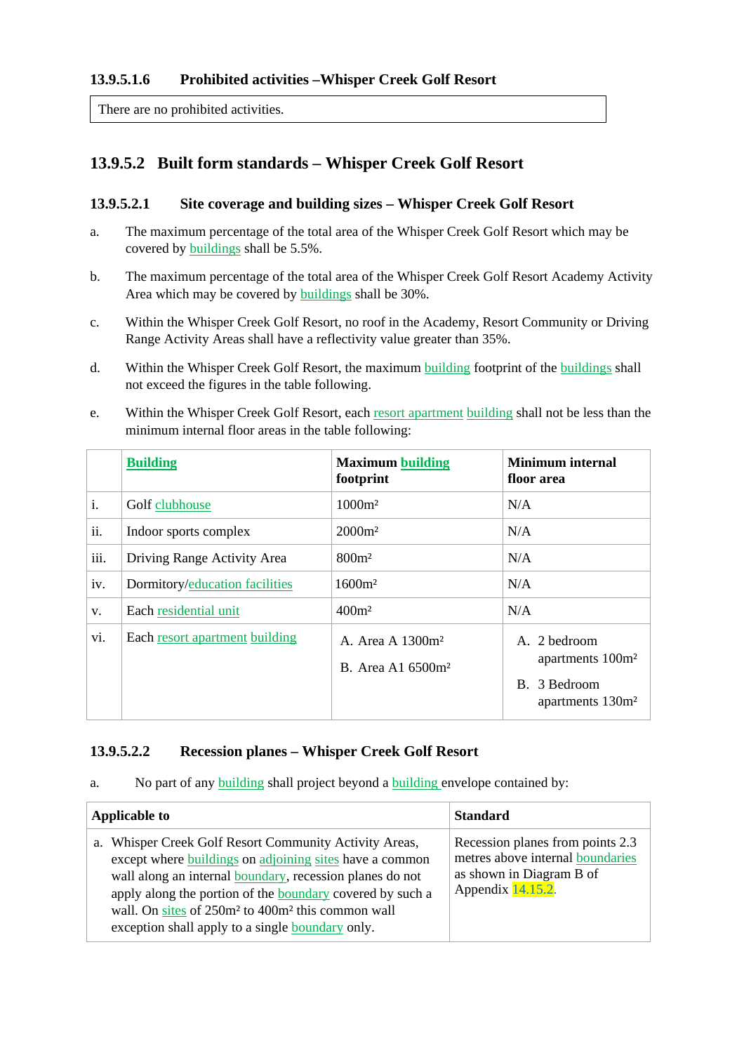#### 13.9.5.1.6 Prohibited activities –Whisper Creek Golf Resort

| There are no prohibited activities. |
|---|

## 13.9.5.2 Built form standards – Whisper Creek Golf Resort

### 13.9.5.2.1 Site coverage and building sizes – Whisper Creek Golf Resort

a. The maximum percentage of the total area of the Whisper Creek Golf Resort which may be covered by buildings shall be 5.5%.

b. The maximum percentage of the total area of the Whisper Creek Golf Resort Academy Activity Area which may be covered by buildings shall be 30%.

c. Within the Whisper Creek Golf Resort, no roof in the Academy, Resort Community or Driving Range Activity Areas shall have a reflectivity value greater than 35%.

d. Within the Whisper Creek Golf Resort, the maximum building footprint of the buildings shall not exceed the figures in the table following.

e. Within the Whisper Creek Golf Resort, each resort apartment building shall not be less than the minimum internal floor areas in the table following:

| | **Building** | **Maximum building footprint** | **Minimum internal floor area** |
|---|---|---|---|
| i. | Golf clubhouse | 1000m² | N/A |
| ii. | Indoor sports complex | 2000m² | N/A |
| iii. | Driving Range Activity Area | 800m² | N/A |
| iv. | Dormitory/education facilities | 1600m² | N/A |
| v. | Each residential unit | 400m² | N/A |
| vi. | Each resort apartment building | A. Area A 1300m²<br>B. Area A1 6500m² | A. 2 bedroom apartments 100m²<br>B. 3 Bedroom apartments 130m² |

### 13.9.5.2.2 Recession planes – Whisper Creek Golf Resort

a. No part of any building shall project beyond a building envelope contained by:

| **Applicable to** | **Standard** |
|---|---|
| a. Whisper Creek Golf Resort Community Activity Areas, except where buildings on adjoining sites have a common wall along an internal boundary, recession planes do not apply along the portion of the boundary covered by such a wall. On sites of 250m² to 400m² this common wall exception shall apply to a single boundary only. | Recession planes from points 2.3 metres above internal boundaries as shown in Diagram B of Appendix 14.15.2. |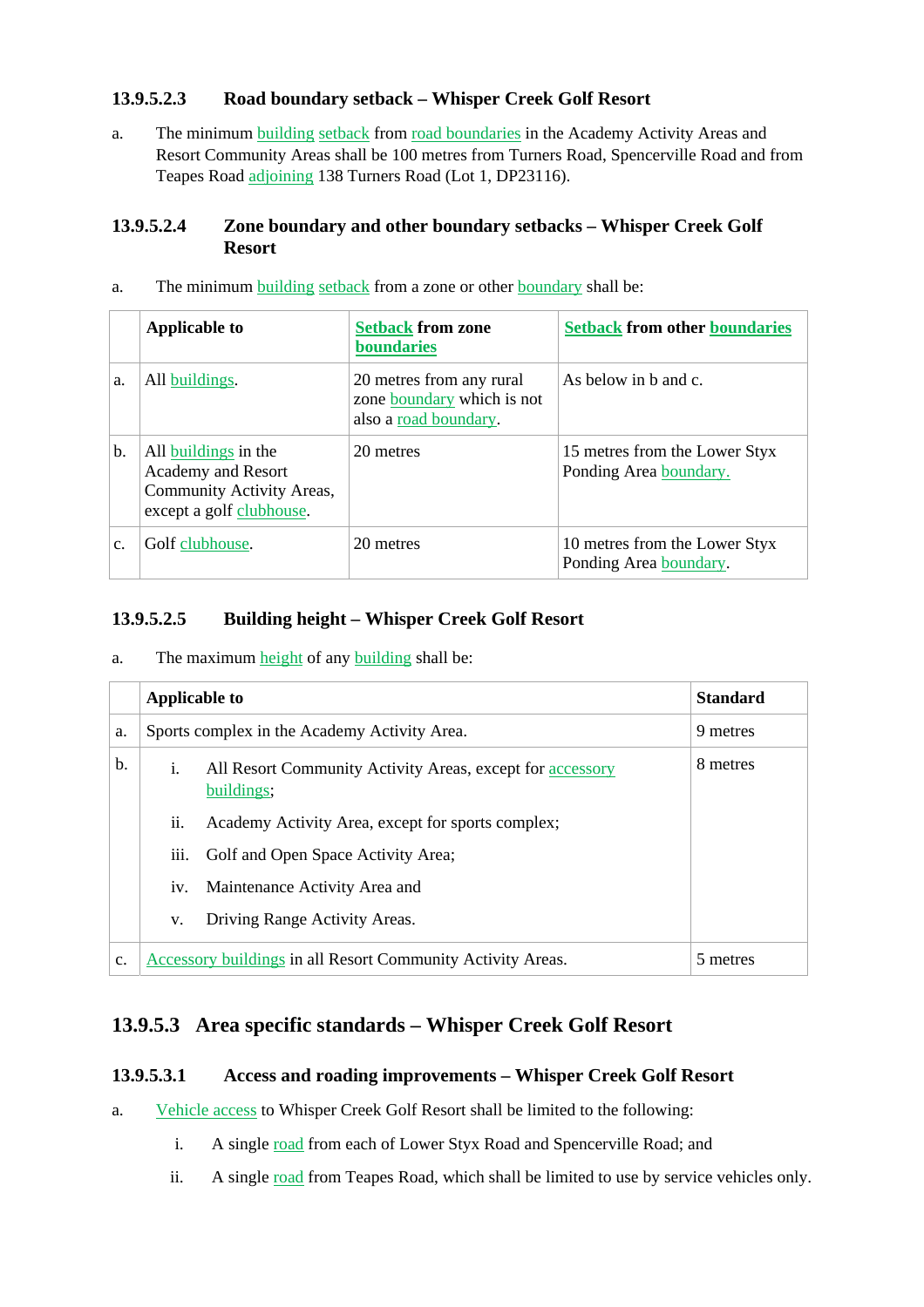#### 13.9.5.2.3 Road boundary setback – Whisper Creek Golf Resort

a. The minimum building setback from road boundaries in the Academy Activity Areas and Resort Community Areas shall be 100 metres from Turners Road, Spencerville Road and from Teapes Road adjoining 138 Turners Road (Lot 1, DP23116).

#### 13.9.5.2.4 Zone boundary and other boundary setbacks – Whisper Creek Golf Resort

a. The minimum building setback from a zone or other boundary shall be:

| | Applicable to | Setback from zone boundaries | Setback from other boundaries |
|---|---|---|---|
| a. | All buildings. | 20 metres from any rural zone boundary which is not also a road boundary. | As below in b and c. |
| b. | All buildings in the Academy and Resort Community Activity Areas, except a golf clubhouse. | 20 metres | 15 metres from the Lower Styx Ponding Area boundary. |
| c. | Golf clubhouse. | 20 metres | 10 metres from the Lower Styx Ponding Area boundary. |

#### 13.9.5.2.5 Building height – Whisper Creek Golf Resort

a. The maximum height of any building shall be:

| | Applicable to | Standard |
|---|---|---|
| a. | Sports complex in the Academy Activity Area. | 9 metres |
| b. | i. All Resort Community Activity Areas, except for accessory buildings;<br>ii. Academy Activity Area, except for sports complex;<br>iii. Golf and Open Space Activity Area;<br>iv. Maintenance Activity Area and<br>v. Driving Range Activity Areas. | 8 metres |
| c. | Accessory buildings in all Resort Community Activity Areas. | 5 metres |

### 13.9.5.3 Area specific standards – Whisper Creek Golf Resort

#### 13.9.5.3.1 Access and roading improvements – Whisper Creek Golf Resort

a. Vehicle access to Whisper Creek Golf Resort shall be limited to the following:

   i. A single road from each of Lower Styx Road and Spencerville Road; and

   ii. A single road from Teapes Road, which shall be limited to use by service vehicles only.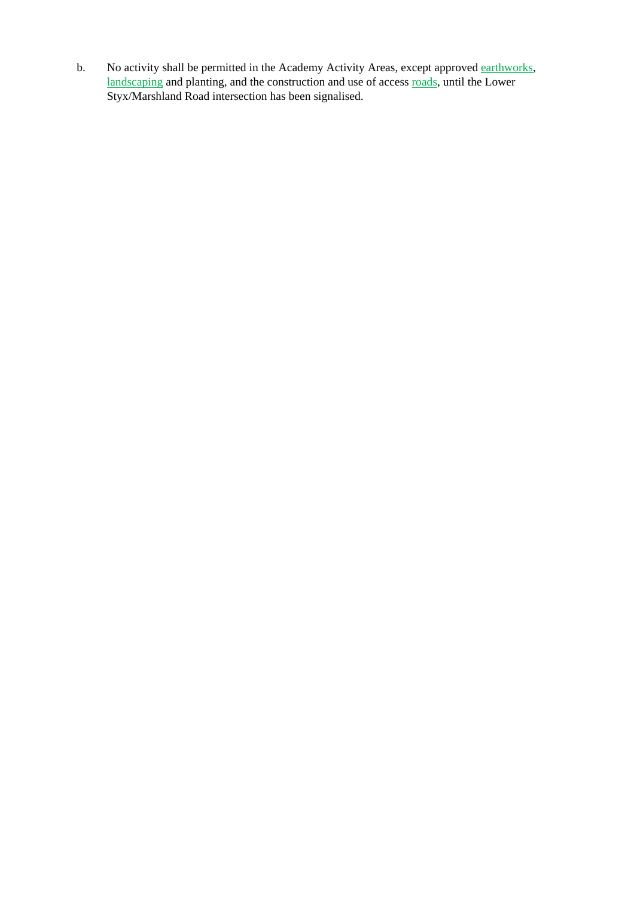b. No activity shall be permitted in the Academy Activity Areas, except approved earthworks, landscaping and planting, and the construction and use of access roads, until the Lower Styx/Marshland Road intersection has been signalised.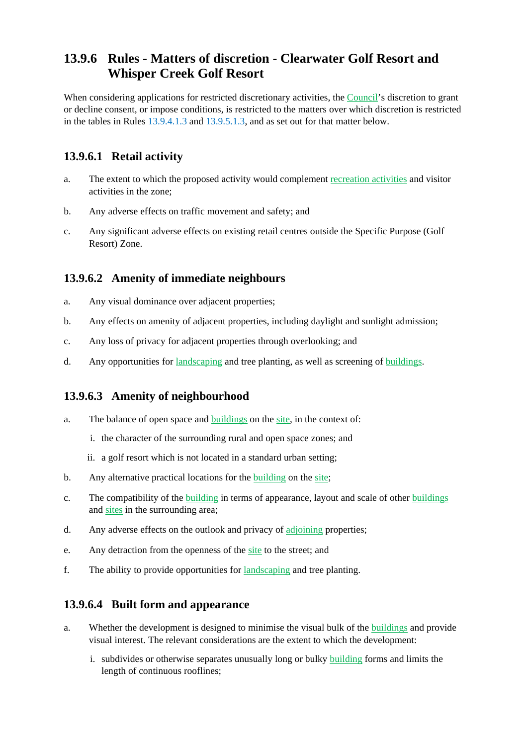## 13.9.6 Rules - Matters of discretion - Clearwater Golf Resort and Whisper Creek Golf Resort

When considering applications for restricted discretionary activities, the Council's discretion to grant or decline consent, or impose conditions, is restricted to the matters over which discretion is restricted in the tables in Rules 13.9.4.1.3 and 13.9.5.1.3, and as set out for that matter below.

### 13.9.6.1 Retail activity

a. The extent to which the proposed activity would complement recreation activities and visitor activities in the zone;

b. Any adverse effects on traffic movement and safety; and

c. Any significant adverse effects on existing retail centres outside the Specific Purpose (Golf Resort) Zone.

### 13.9.6.2 Amenity of immediate neighbours

a. Any visual dominance over adjacent properties;

b. Any effects on amenity of adjacent properties, including daylight and sunlight admission;

c. Any loss of privacy for adjacent properties through overlooking; and

d. Any opportunities for landscaping and tree planting, as well as screening of buildings.

### 13.9.6.3 Amenity of neighbourhood

a. The balance of open space and buildings on the site, in the context of:
   i. the character of the surrounding rural and open space zones; and
   ii. a golf resort which is not located in a standard urban setting;

b. Any alternative practical locations for the building on the site;

c. The compatibility of the building in terms of appearance, layout and scale of other buildings and sites in the surrounding area;

d. Any adverse effects on the outlook and privacy of adjoining properties;

e. Any detraction from the openness of the site to the street; and

f. The ability to provide opportunities for landscaping and tree planting.

### 13.9.6.4 Built form and appearance

a. Whether the development is designed to minimise the visual bulk of the buildings and provide visual interest. The relevant considerations are the extent to which the development:
   i. subdivides or otherwise separates unusually long or bulky building forms and limits the length of continuous rooflines;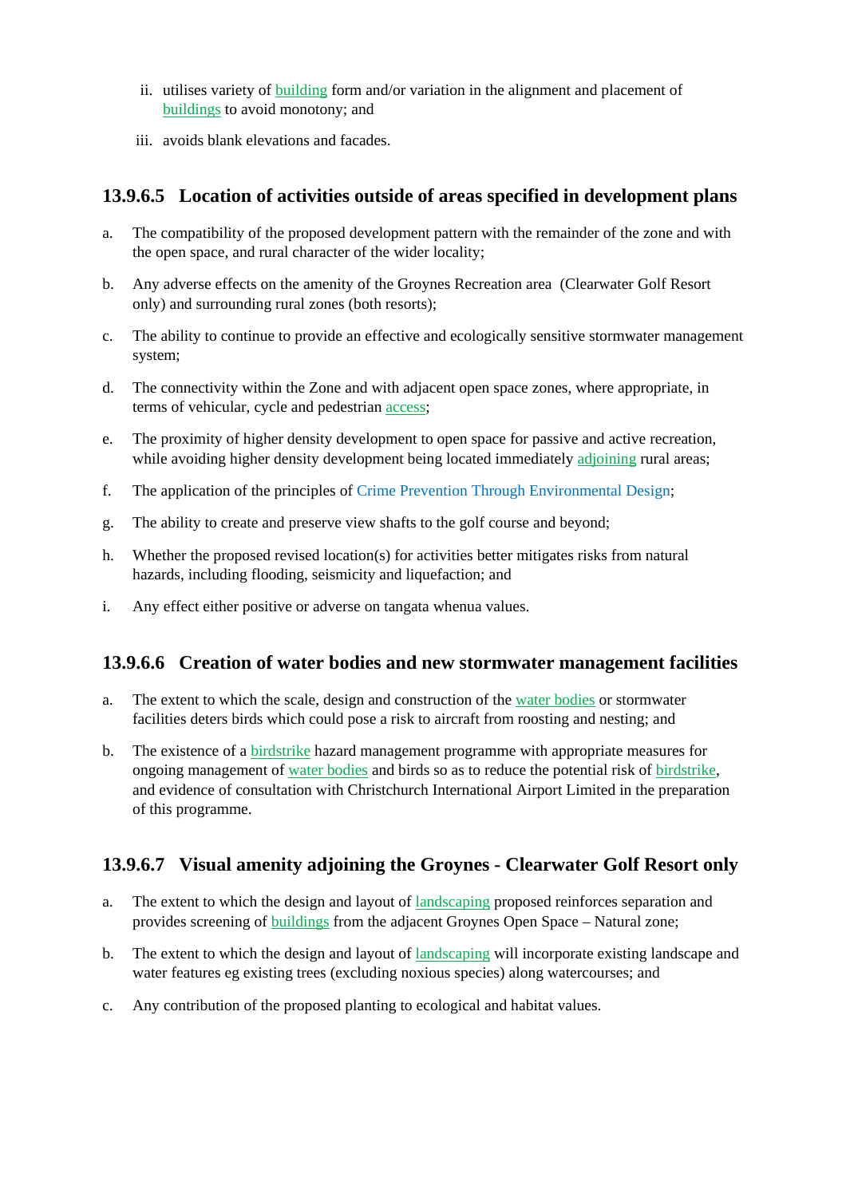ii. utilises variety of building form and/or variation in the alignment and placement of buildings to avoid monotony; and

iii. avoids blank elevations and facades.

### 13.9.6.5 Location of activities outside of areas specified in development plans

a. The compatibility of the proposed development pattern with the remainder of the zone and with the open space, and rural character of the wider locality;

b. Any adverse effects on the amenity of the Groynes Recreation area (Clearwater Golf Resort only) and surrounding rural zones (both resorts);

c. The ability to continue to provide an effective and ecologically sensitive stormwater management system;

d. The connectivity within the Zone and with adjacent open space zones, where appropriate, in terms of vehicular, cycle and pedestrian access;

e. The proximity of higher density development to open space for passive and active recreation, while avoiding higher density development being located immediately adjoining rural areas;

f. The application of the principles of Crime Prevention Through Environmental Design;

g. The ability to create and preserve view shafts to the golf course and beyond;

h. Whether the proposed revised location(s) for activities better mitigates risks from natural hazards, including flooding, seismicity and liquefaction; and

i. Any effect either positive or adverse on tangata whenua values.

### 13.9.6.6 Creation of water bodies and new stormwater management facilities

a. The extent to which the scale, design and construction of the water bodies or stormwater facilities deters birds which could pose a risk to aircraft from roosting and nesting; and

b. The existence of a birdstrike hazard management programme with appropriate measures for ongoing management of water bodies and birds so as to reduce the potential risk of birdstrike, and evidence of consultation with Christchurch International Airport Limited in the preparation of this programme.

### 13.9.6.7 Visual amenity adjoining the Groynes - Clearwater Golf Resort only

a. The extent to which the design and layout of landscaping proposed reinforces separation and provides screening of buildings from the adjacent Groynes Open Space – Natural zone;

b. The extent to which the design and layout of landscaping will incorporate existing landscape and water features eg existing trees (excluding noxious species) along watercourses; and

c. Any contribution of the proposed planting to ecological and habitat values.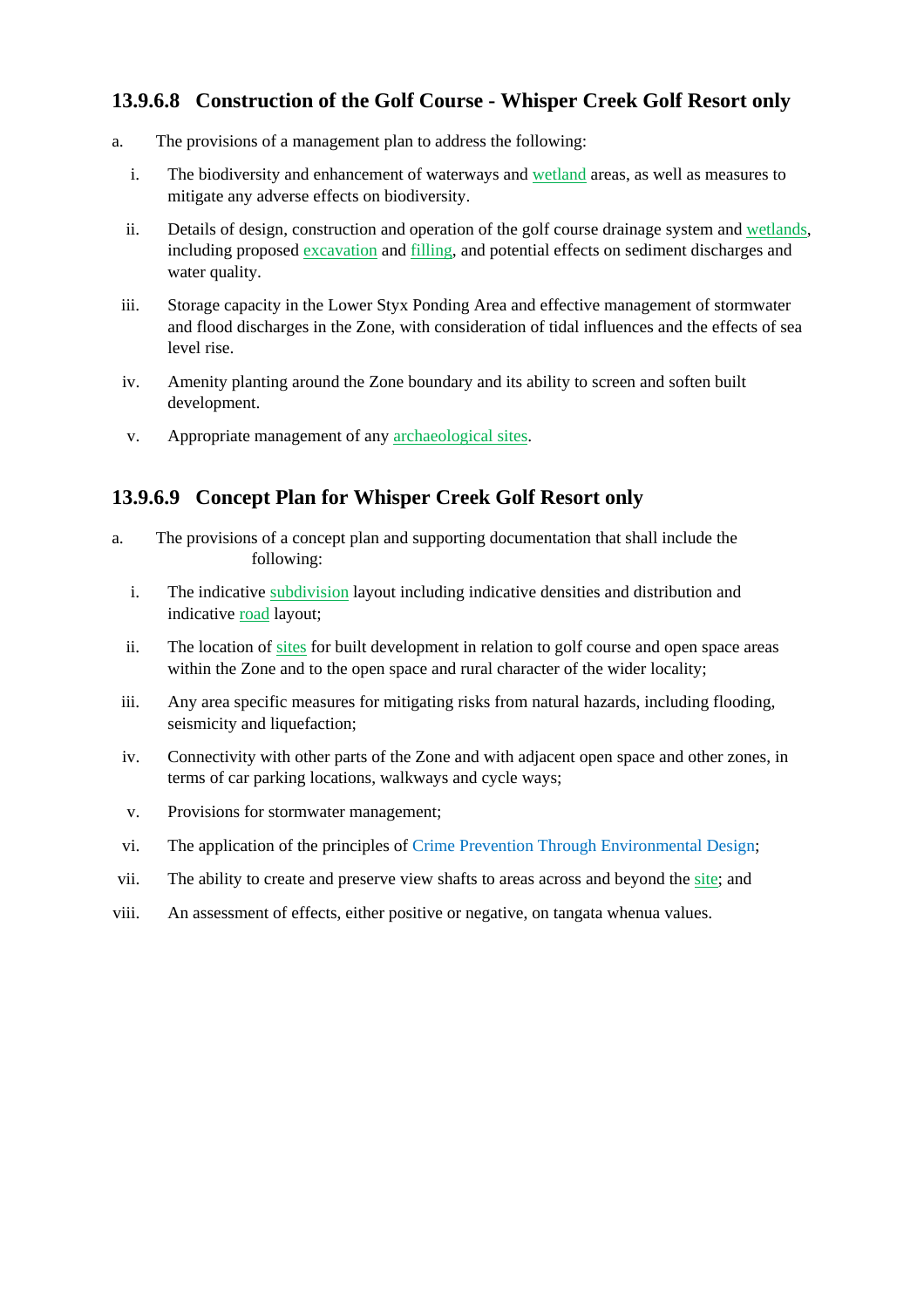### 13.9.6.8 Construction of the Golf Course - Whisper Creek Golf Resort only

a. The provisions of a management plan to address the following:

   i. The biodiversity and enhancement of waterways and wetland areas, as well as measures to mitigate any adverse effects on biodiversity.

   ii. Details of design, construction and operation of the golf course drainage system and wetlands, including proposed excavation and filling, and potential effects on sediment discharges and water quality.

   iii. Storage capacity in the Lower Styx Ponding Area and effective management of stormwater and flood discharges in the Zone, with consideration of tidal influences and the effects of sea level rise.

   iv. Amenity planting around the Zone boundary and its ability to screen and soften built development.

   v. Appropriate management of any archaeological sites.

### 13.9.6.9 Concept Plan for Whisper Creek Golf Resort only

a. The provisions of a concept plan and supporting documentation that shall include the following:

   i. The indicative subdivision layout including indicative densities and distribution and indicative road layout;

   ii. The location of sites for built development in relation to golf course and open space areas within the Zone and to the open space and rural character of the wider locality;

   iii. Any area specific measures for mitigating risks from natural hazards, including flooding, seismicity and liquefaction;

   iv. Connectivity with other parts of the Zone and with adjacent open space and other zones, in terms of car parking locations, walkways and cycle ways;

   v. Provisions for stormwater management;

   vi. The application of the principles of Crime Prevention Through Environmental Design;

   vii. The ability to create and preserve view shafts to areas across and beyond the site; and

   viii. An assessment of effects, either positive or negative, on tangata whenua values.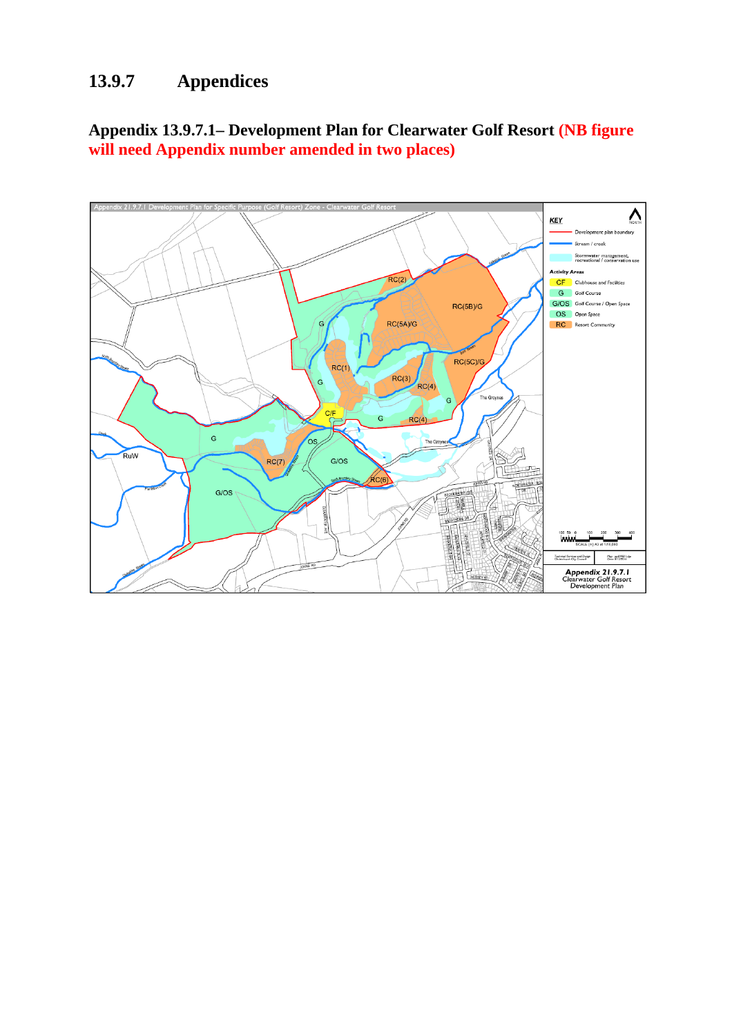## 13.9.7 Appendices

### Appendix 13.9.7.1– Development Plan for Clearwater Golf Resort (NB figure will need Appendix number amended in two places)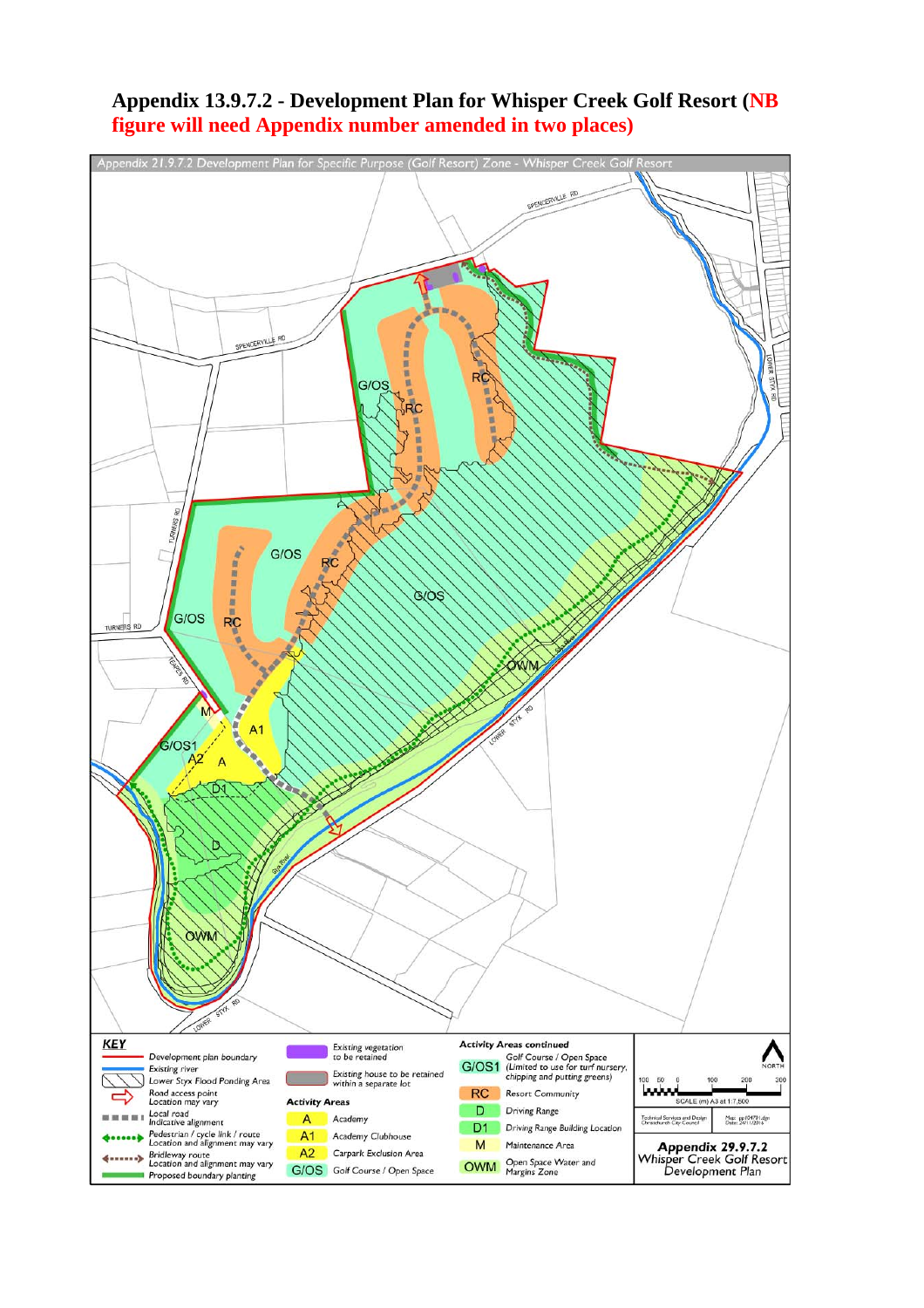**Appendix 13.9.7.2 - Development Plan for Whisper Creek Golf Resort (NB figure will need Appendix number amended in two places)**

Appendix 21.9.7.2 Development Plan for Specific Purpose (Golf Resort) Zone - Whisper Creek Golf Resort

SPENCERVILLE RD
SPENCERVILLE RD
LOWER STYX RD
TURNERS RD
TURNERS RD
TEAPES RD
LOWER STYX RD
LOWER STYX RD
Styx River

G/OS
RC
RC
G/OS
RC
G/OS
G/OS
RC
OWM
M
A1
G/OS1
A2
A
D1
D
OWM

**KEY**

Development plan boundary
Existing river
Lower Styx Flood Ponding Area
Road access point Location may vary
Local road Indicative alignment
Pedestrian / cycle link / route Location and alignment may vary
Bridleway route Location and alignment may vary
Proposed boundary planting

Existing vegetation to be retained
Existing house to be retained within a separate lot

**Activity Areas**

A Academy
A1 Academy Clubhouse
A2 Carpark Exclusion Area
G/OS Golf Course / Open Space

**Activity Areas continued**

G/OS1 Golf Course / Open Space (Limited to use for turf nursery, chipping and putting greens)
RC Resort Community
D Driving Range
D1 Driving Range Building Location
M Maintenance Area
OWM Open Space Water and Margins Zone

NORTH

100 50 0 100 200 300
SCALE (m) A3 at 1:7,500

Technical Services and Design Christchurch City Council
Map: pp104791.dgn Date: 24/11/2016

**Appendix 29.9.7.2**
**Whisper Creek Golf Resort Development Plan**